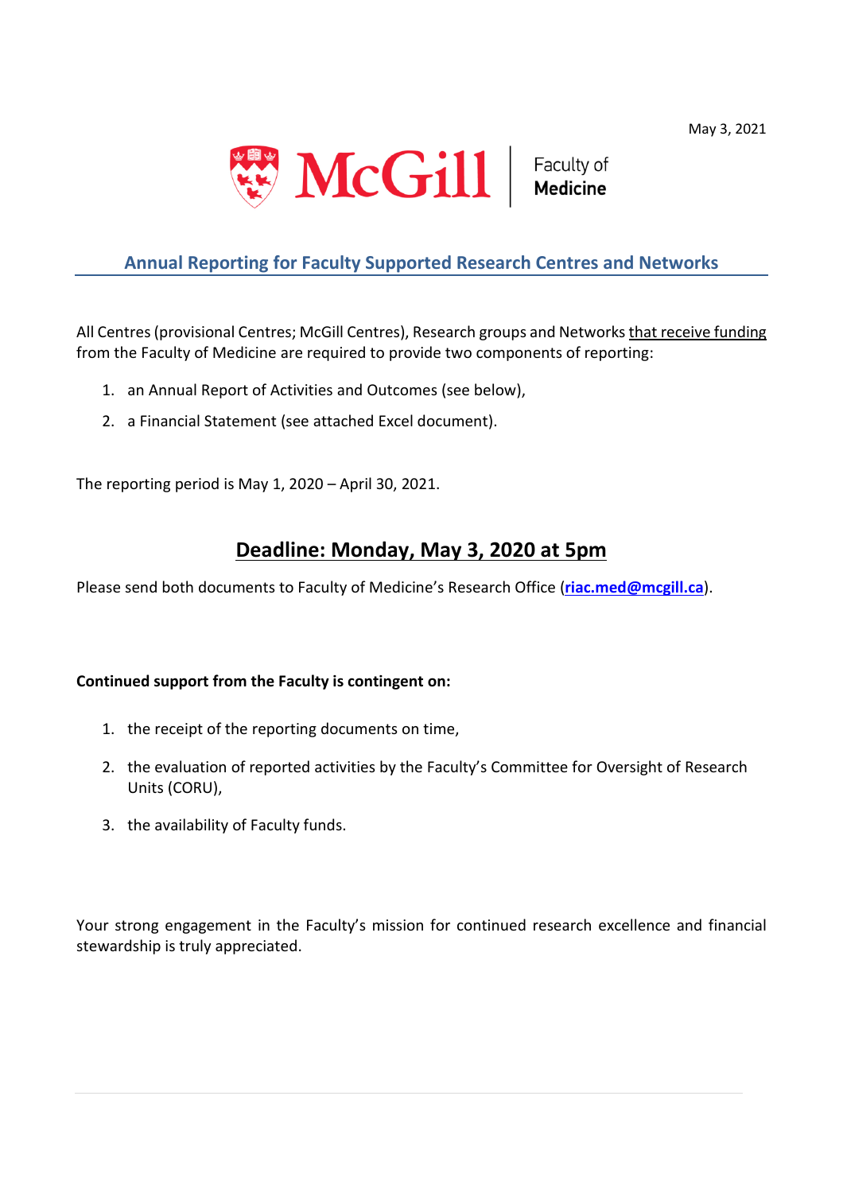May 3, 2021

McGill | Faculty of **Medicine**

## Annual Reporting for Faculty Supported Research Centres and Networks

All Centres (provisional Centres; McGill Centres), Research groups and Networks that receive funding from the Faculty of Medicine are required to provide two components of reporting:

1. an Annual Report of Activities and Outcomes (see below),
2. a Financial Statement (see attached Excel document).

The reporting period is May 1, 2020 – April 30, 2021.

## Deadline: Monday, May 3, 2020 at 5pm

Please send both documents to Faculty of Medicine's Research Office (**riac.med@mcgill.ca**).

**Continued support from the Faculty is contingent on:**

1. the receipt of the reporting documents on time,
2. the evaluation of reported activities by the Faculty's Committee for Oversight of Research Units (CORU),
3. the availability of Faculty funds.

Your strong engagement in the Faculty's mission for continued research excellence and financial stewardship is truly appreciated.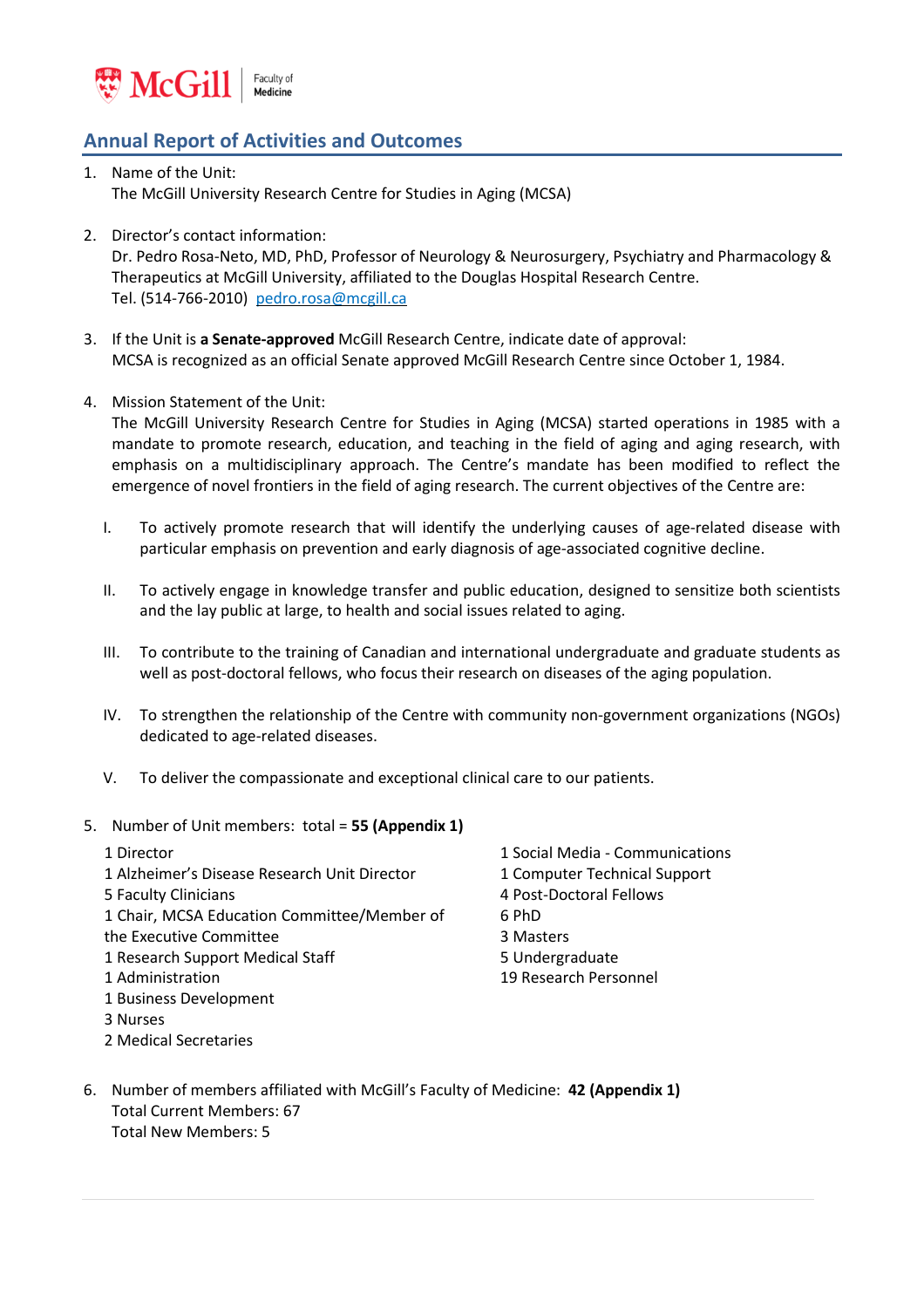## Annual Report of Activities and Outcomes

1. Name of the Unit:
   The McGill University Research Centre for Studies in Aging (MCSA)

2. Director's contact information:
   Dr. Pedro Rosa-Neto, MD, PhD, Professor of Neurology & Neurosurgery, Psychiatry and Pharmacology & Therapeutics at McGill University, affiliated to the Douglas Hospital Research Centre.
   Tel. (514-766-2010) pedro.rosa@mcgill.ca

3. If the Unit is **a Senate-approved** McGill Research Centre, indicate date of approval:
   MCSA is recognized as an official Senate approved McGill Research Centre since October 1, 1984.

4. Mission Statement of the Unit:
   The McGill University Research Centre for Studies in Aging (MCSA) started operations in 1985 with a mandate to promote research, education, and teaching in the field of aging and aging research, with emphasis on a multidisciplinary approach. The Centre's mandate has been modified to reflect the emergence of novel frontiers in the field of aging research. The current objectives of the Centre are:

   I. To actively promote research that will identify the underlying causes of age-related disease with particular emphasis on prevention and early diagnosis of age-associated cognitive decline.

   II. To actively engage in knowledge transfer and public education, designed to sensitize both scientists and the lay public at large, to health and social issues related to aging.

   III. To contribute to the training of Canadian and international undergraduate and graduate students as well as post-doctoral fellows, who focus their research on diseases of the aging population.

   IV. To strengthen the relationship of the Centre with community non-government organizations (NGOs) dedicated to age-related diseases.

   V. To deliver the compassionate and exceptional clinical care to our patients.

5. Number of Unit members: total = **55 (Appendix 1)**

   1 Director
   1 Alzheimer's Disease Research Unit Director
   5 Faculty Clinicians
   1 Chair, MCSA Education Committee/Member of the Executive Committee
   1 Research Support Medical Staff
   1 Administration
   1 Business Development
   3 Nurses
   2 Medical Secretaries
   1 Social Media - Communications
   1 Computer Technical Support
   4 Post-Doctoral Fellows
   6 PhD
   3 Masters
   5 Undergraduate
   19 Research Personnel

6. Number of members affiliated with McGill's Faculty of Medicine: **42 (Appendix 1)**
   Total Current Members: 67
   Total New Members: 5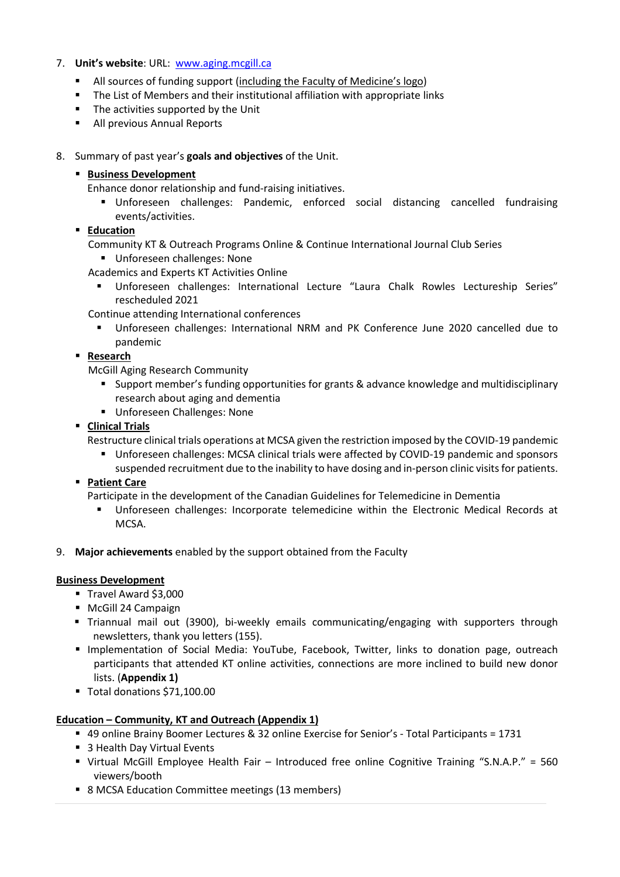7. **Unit's website**: URL: [www.aging.mcgill.ca](www.aging.mcgill.ca)
   - All sources of funding support (including the Faculty of Medicine's logo)
   - The List of Members and their institutional affiliation with appropriate links
   - The activities supported by the Unit
   - All previous Annual Reports

8. Summary of past year's **goals and objectives** of the Unit.
   - **Business Development**
     Enhance donor relationship and fund-raising initiatives.
       - Unforeseen challenges: Pandemic, enforced social distancing cancelled fundraising events/activities.
   - **Education**
     Community KT & Outreach Programs Online & Continue International Journal Club Series
       - Unforeseen challenges: None

     Academics and Experts KT Activities Online
       - Unforeseen challenges: International Lecture "Laura Chalk Rowles Lectureship Series" rescheduled 2021

     Continue attending International conferences
       - Unforeseen challenges: International NRM and PK Conference June 2020 cancelled due to pandemic
   - **Research**
     McGill Aging Research Community
       - Support member's funding opportunities for grants & advance knowledge and multidisciplinary research about aging and dementia
       - Unforeseen Challenges: None
   - **Clinical Trials**
     Restructure clinical trials operations at MCSA given the restriction imposed by the COVID-19 pandemic
       - Unforeseen challenges: MCSA clinical trials were affected by COVID-19 pandemic and sponsors suspended recruitment due to the inability to have dosing and in-person clinic visits for patients.
   - **Patient Care**
     Participate in the development of the Canadian Guidelines for Telemedicine in Dementia
       - Unforeseen challenges: Incorporate telemedicine within the Electronic Medical Records at MCSA.

9. **Major achievements** enabled by the support obtained from the Faculty

**Business Development**

- Travel Award $3,000
- McGill 24 Campaign
- Triannual mail out (3900), bi-weekly emails communicating/engaging with supporters through newsletters, thank you letters (155).
- Implementation of Social Media: YouTube, Facebook, Twitter, links to donation page, outreach participants that attended KT online activities, connections are more inclined to build new donor lists. (**Appendix 1)**
- Total donations $71,100.00

**Education – Community, KT and Outreach (Appendix 1)**

- 49 online Brainy Boomer Lectures & 32 online Exercise for Senior's - Total Participants = 1731
- 3 Health Day Virtual Events
- Virtual McGill Employee Health Fair – Introduced free online Cognitive Training "S.N.A.P." = 560 viewers/booth
- 8 MCSA Education Committee meetings (13 members)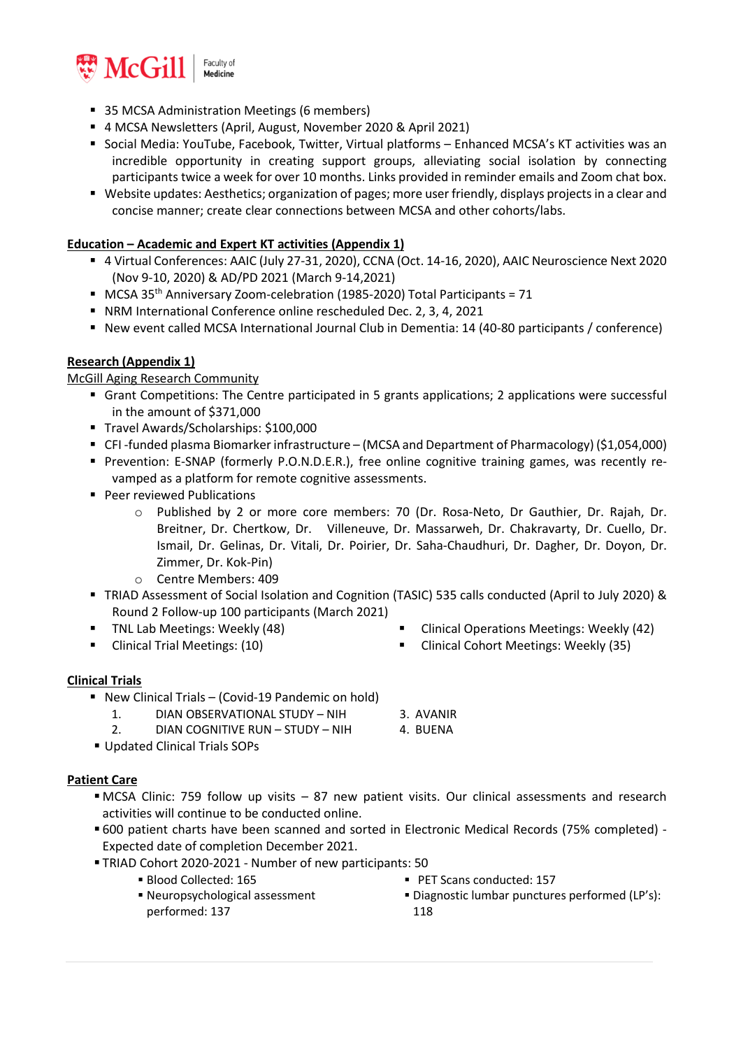- 35 MCSA Administration Meetings (6 members)
- 4 MCSA Newsletters (April, August, November 2020 & April 2021)
- Social Media: YouTube, Facebook, Twitter, Virtual platforms – Enhanced MCSA's KT activities was an incredible opportunity in creating support groups, alleviating social isolation by connecting participants twice a week for over 10 months. Links provided in reminder emails and Zoom chat box.
- Website updates: Aesthetics; organization of pages; more user friendly, displays projects in a clear and concise manner; create clear connections between MCSA and other cohorts/labs.

**Education – Academic and Expert KT activities (Appendix 1)**

- 4 Virtual Conferences: AAIC (July 27-31, 2020), CCNA (Oct. 14-16, 2020), AAIC Neuroscience Next 2020 (Nov 9-10, 2020) & AD/PD 2021 (March 9-14,2021)
- MCSA 35th Anniversary Zoom-celebration (1985-2020) Total Participants = 71
- NRM International Conference online rescheduled Dec. 2, 3, 4, 2021
- New event called MCSA International Journal Club in Dementia: 14 (40-80 participants / conference)

**Research (Appendix 1)**

McGill Aging Research Community

- Grant Competitions: The Centre participated in 5 grants applications; 2 applications were successful in the amount of $371,000
- Travel Awards/Scholarships: $100,000
- CFI -funded plasma Biomarker infrastructure – (MCSA and Department of Pharmacology) ($1,054,000)
- Prevention: E-SNAP (formerly P.O.N.D.E.R.), free online cognitive training games, was recently re-vamped as a platform for remote cognitive assessments.
- Peer reviewed Publications
  - Published by 2 or more core members: 70 (Dr. Rosa-Neto, Dr Gauthier, Dr. Rajah, Dr. Breitner, Dr. Chertkow, Dr. Villeneuve, Dr. Massarweh, Dr. Chakravarty, Dr. Cuello, Dr. Ismail, Dr. Gelinas, Dr. Vitali, Dr. Poirier, Dr. Saha-Chaudhuri, Dr. Dagher, Dr. Doyon, Dr. Zimmer, Dr. Kok-Pin)
  - Centre Members: 409
- TRIAD Assessment of Social Isolation and Cognition (TASIC) 535 calls conducted (April to July 2020) & Round 2 Follow-up 100 participants (March 2021)
- TNL Lab Meetings: Weekly (48)
- Clinical Trial Meetings: (10)
- Clinical Operations Meetings: Weekly (42)
- Clinical Cohort Meetings: Weekly (35)

**Clinical Trials**

- New Clinical Trials – (Covid-19 Pandemic on hold)
  1. DIAN OBSERVATIONAL STUDY – NIH
  2. DIAN COGNITIVE RUN – STUDY – NIH
  3. AVANIR
  4. BUENA
- Updated Clinical Trials SOPs

**Patient Care**

- MCSA Clinic: 759 follow up visits – 87 new patient visits. Our clinical assessments and research activities will continue to be conducted online.
- 600 patient charts have been scanned and sorted in Electronic Medical Records (75% completed) - Expected date of completion December 2021.
- TRIAD Cohort 2020-2021 - Number of new participants: 50
  - Blood Collected: 165
  - Neuropsychological assessment performed: 137
  - PET Scans conducted: 157
  - Diagnostic lumbar punctures performed (LP's): 118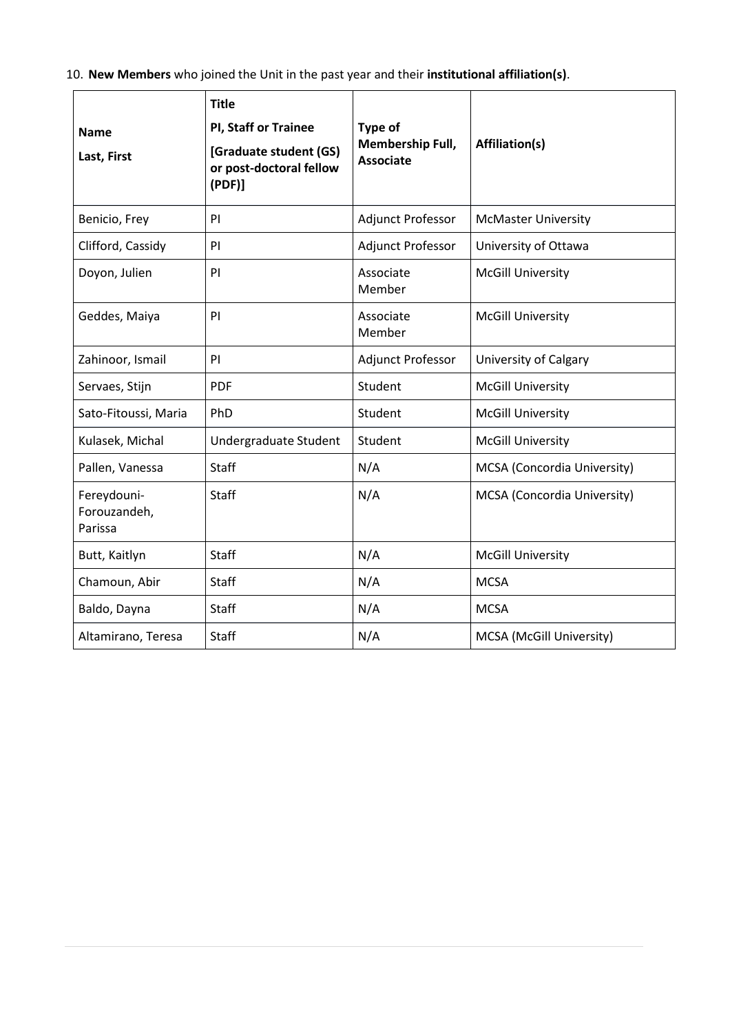10. **New Members** who joined the Unit in the past year and their **institutional affiliation(s)**.

| **Name** **Last, First** | **Title** **PI, Staff or Trainee** **[Graduate student (GS) or post-doctoral fellow (PDF)]** | **Type of Membership Full, Associate** | **Affiliation(s)** |
|---|---|---|---|
| Benicio, Frey | PI | Adjunct Professor | McMaster University |
| Clifford, Cassidy | PI | Adjunct Professor | University of Ottawa |
| Doyon, Julien | PI | Associate Member | McGill University |
| Geddes, Maiya | PI | Associate Member | McGill University |
| Zahinoor, Ismail | PI | Adjunct Professor | University of Calgary |
| Servaes, Stijn | PDF | Student | McGill University |
| Sato-Fitoussi, Maria | PhD | Student | McGill University |
| Kulasek, Michal | Undergraduate Student | Student | McGill University |
| Pallen, Vanessa | Staff | N/A | MCSA (Concordia University) |
| Fereydouni-Forouzandeh, Parissa | Staff | N/A | MCSA (Concordia University) |
| Butt, Kaitlyn | Staff | N/A | McGill University |
| Chamoun, Abir | Staff | N/A | MCSA |
| Baldo, Dayna | Staff | N/A | MCSA |
| Altamirano, Teresa | Staff | N/A | MCSA (McGill University) |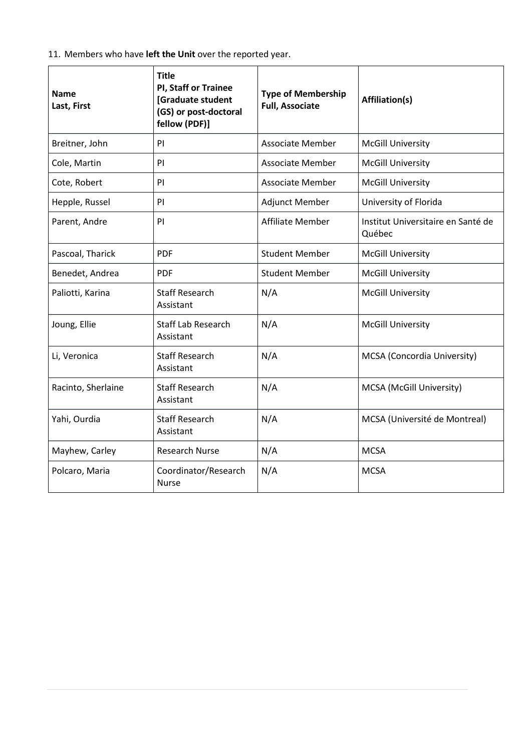11. Members who have **left the Unit** over the reported year.

| **Name**<br>**Last, First** | **Title**<br>**PI, Staff or Trainee [Graduate student (GS) or post-doctoral fellow (PDF)]** | **Type of Membership**<br>**Full, Associate** | **Affiliation(s)** |
|---|---|---|---|
| Breitner, John | PI | Associate Member | McGill University |
| Cole, Martin | PI | Associate Member | McGill University |
| Cote, Robert | PI | Associate Member | McGill University |
| Hepple, Russel | PI | Adjunct Member | University of Florida |
| Parent, Andre | PI | Affiliate Member | Institut Universitaire en Santé de Québec |
| Pascoal, Tharick | PDF | Student Member | McGill University |
| Benedet, Andrea | PDF | Student Member | McGill University |
| Paliotti, Karina | Staff Research Assistant | N/A | McGill University |
| Joung, Ellie | Staff Lab Research Assistant | N/A | McGill University |
| Li, Veronica | Staff Research Assistant | N/A | MCSA (Concordia University) |
| Racinto, Sherlaine | Staff Research Assistant | N/A | MCSA (McGill University) |
| Yahi, Ourdia | Staff Research Assistant | N/A | MCSA (Université de Montreal) |
| Mayhew, Carley | Research Nurse | N/A | MCSA |
| Polcaro, Maria | Coordinator/Research Nurse | N/A | MCSA |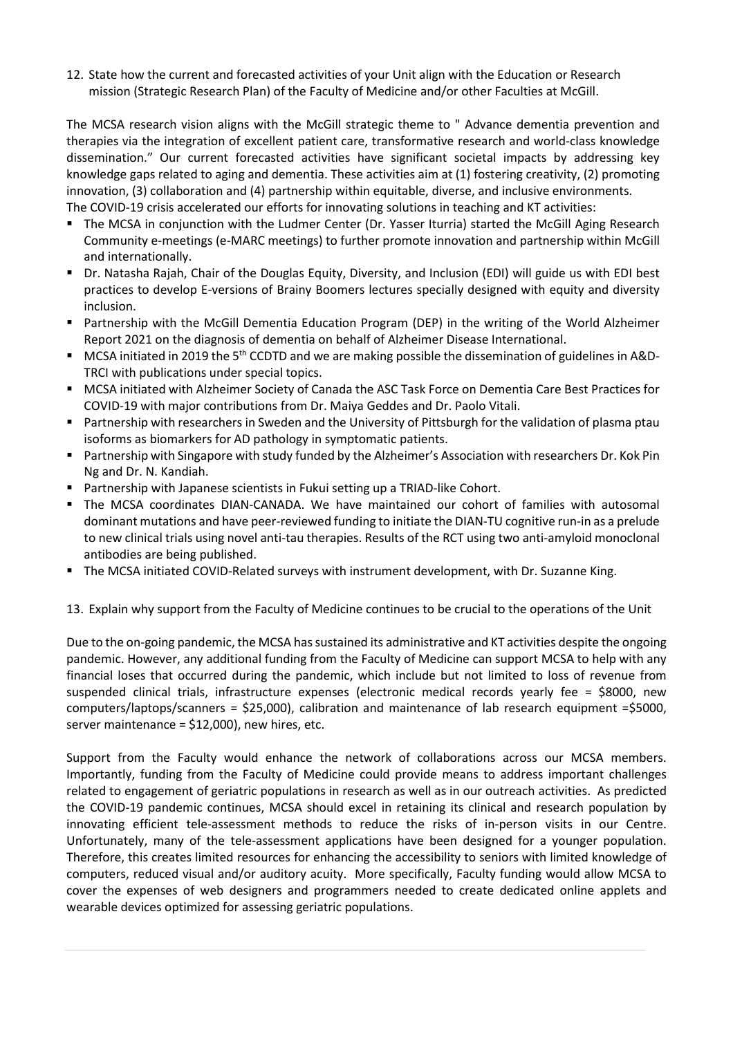12. State how the current and forecasted activities of your Unit align with the Education or Research mission (Strategic Research Plan) of the Faculty of Medicine and/or other Faculties at McGill.

The MCSA research vision aligns with the McGill strategic theme to " Advance dementia prevention and therapies via the integration of excellent patient care, transformative research and world-class knowledge dissemination." Our current forecasted activities have significant societal impacts by addressing key knowledge gaps related to aging and dementia. These activities aim at (1) fostering creativity, (2) promoting innovation, (3) collaboration and (4) partnership within equitable, diverse, and inclusive environments.
The COVID-19 crisis accelerated our efforts for innovating solutions in teaching and KT activities:

- The MCSA in conjunction with the Ludmer Center (Dr. Yasser Iturria) started the McGill Aging Research Community e-meetings (e-MARC meetings) to further promote innovation and partnership within McGill and internationally.
- Dr. Natasha Rajah, Chair of the Douglas Equity, Diversity, and Inclusion (EDI) will guide us with EDI best practices to develop E-versions of Brainy Boomers lectures specially designed with equity and diversity inclusion.
- Partnership with the McGill Dementia Education Program (DEP) in the writing of the World Alzheimer Report 2021 on the diagnosis of dementia on behalf of Alzheimer Disease International.
- MCSA initiated in 2019 the 5th CCDTD and we are making possible the dissemination of guidelines in A&D-TRCI with publications under special topics.
- MCSA initiated with Alzheimer Society of Canada the ASC Task Force on Dementia Care Best Practices for COVID-19 with major contributions from Dr. Maiya Geddes and Dr. Paolo Vitali.
- Partnership with researchers in Sweden and the University of Pittsburgh for the validation of plasma ptau isoforms as biomarkers for AD pathology in symptomatic patients.
- Partnership with Singapore with study funded by the Alzheimer's Association with researchers Dr. Kok Pin Ng and Dr. N. Kandiah.
- Partnership with Japanese scientists in Fukui setting up a TRIAD-like Cohort.
- The MCSA coordinates DIAN-CANADA. We have maintained our cohort of families with autosomal dominant mutations and have peer-reviewed funding to initiate the DIAN-TU cognitive run-in as a prelude to new clinical trials using novel anti-tau therapies. Results of the RCT using two anti-amyloid monoclonal antibodies are being published.
- The MCSA initiated COVID-Related surveys with instrument development, with Dr. Suzanne King.

13. Explain why support from the Faculty of Medicine continues to be crucial to the operations of the Unit

Due to the on-going pandemic, the MCSA has sustained its administrative and KT activities despite the ongoing pandemic. However, any additional funding from the Faculty of Medicine can support MCSA to help with any financial loses that occurred during the pandemic, which include but not limited to loss of revenue from suspended clinical trials, infrastructure expenses (electronic medical records yearly fee = $8000, new computers/laptops/scanners = $25,000), calibration and maintenance of lab research equipment =$5000, server maintenance = $12,000), new hires, etc.

Support from the Faculty would enhance the network of collaborations across our MCSA members. Importantly, funding from the Faculty of Medicine could provide means to address important challenges related to engagement of geriatric populations in research as well as in our outreach activities. As predicted the COVID-19 pandemic continues, MCSA should excel in retaining its clinical and research population by innovating efficient tele-assessment methods to reduce the risks of in-person visits in our Centre. Unfortunately, many of the tele-assessment applications have been designed for a younger population. Therefore, this creates limited resources for enhancing the accessibility to seniors with limited knowledge of computers, reduced visual and/or auditory acuity. More specifically, Faculty funding would allow MCSA to cover the expenses of web designers and programmers needed to create dedicated online applets and wearable devices optimized for assessing geriatric populations.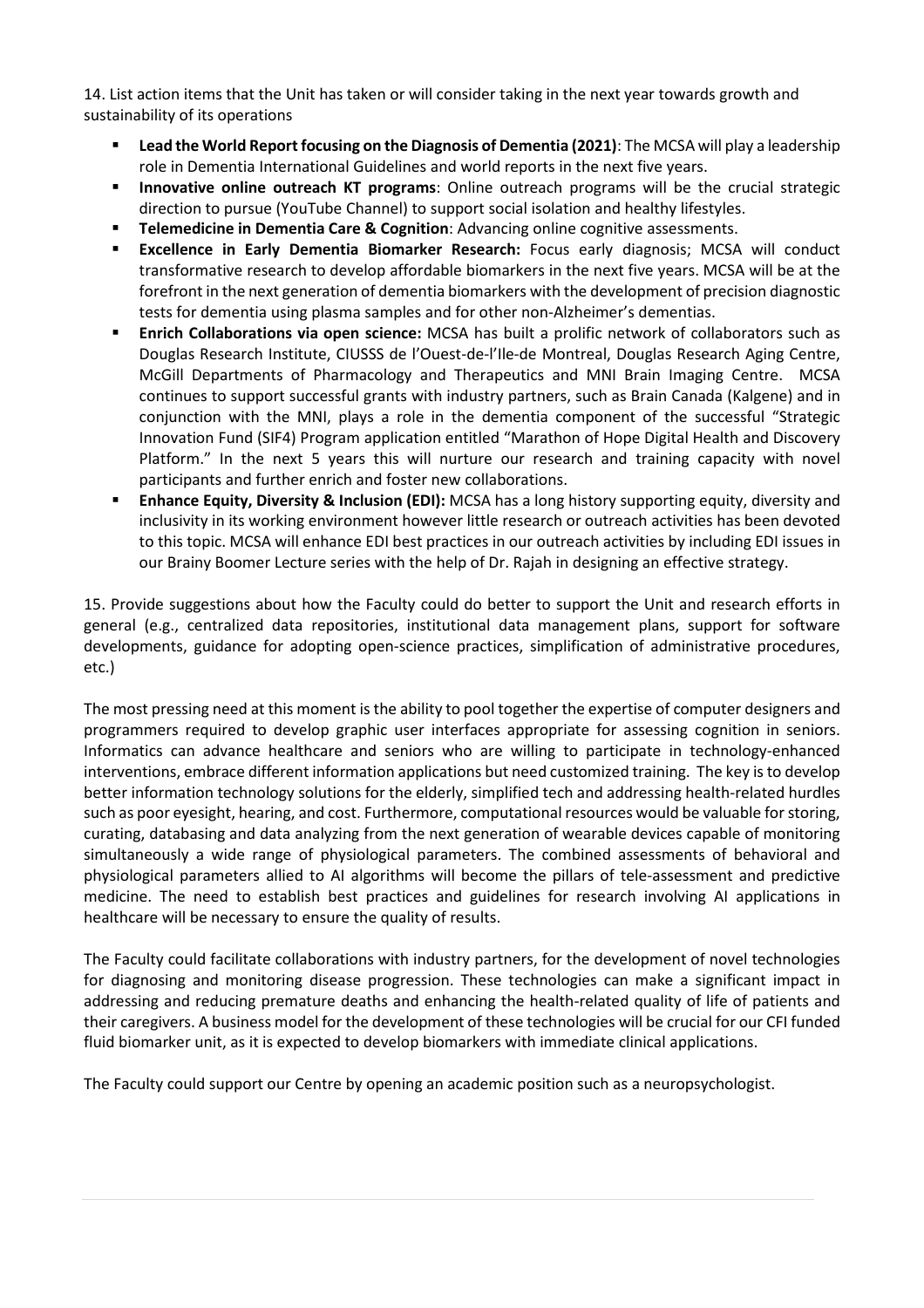14. List action items that the Unit has taken or will consider taking in the next year towards growth and sustainability of its operations

- **Lead the World Report focusing on the Diagnosis of Dementia (2021)**: The MCSA will play a leadership role in Dementia International Guidelines and world reports in the next five years.
- **Innovative online outreach KT programs**: Online outreach programs will be the crucial strategic direction to pursue (YouTube Channel) to support social isolation and healthy lifestyles.
- **Telemedicine in Dementia Care & Cognition**: Advancing online cognitive assessments.
- **Excellence in Early Dementia Biomarker Research:** Focus early diagnosis; MCSA will conduct transformative research to develop affordable biomarkers in the next five years. MCSA will be at the forefront in the next generation of dementia biomarkers with the development of precision diagnostic tests for dementia using plasma samples and for other non-Alzheimer's dementias.
- **Enrich Collaborations via open science:** MCSA has built a prolific network of collaborators such as Douglas Research Institute, CIUSSS de l'Ouest-de-l'Ile-de Montreal, Douglas Research Aging Centre, McGill Departments of Pharmacology and Therapeutics and MNI Brain Imaging Centre. MCSA continues to support successful grants with industry partners, such as Brain Canada (Kalgene) and in conjunction with the MNI, plays a role in the dementia component of the successful "Strategic Innovation Fund (SIF4) Program application entitled "Marathon of Hope Digital Health and Discovery Platform." In the next 5 years this will nurture our research and training capacity with novel participants and further enrich and foster new collaborations.
- **Enhance Equity, Diversity & Inclusion (EDI):** MCSA has a long history supporting equity, diversity and inclusivity in its working environment however little research or outreach activities has been devoted to this topic. MCSA will enhance EDI best practices in our outreach activities by including EDI issues in our Brainy Boomer Lecture series with the help of Dr. Rajah in designing an effective strategy.

15. Provide suggestions about how the Faculty could do better to support the Unit and research efforts in general (e.g., centralized data repositories, institutional data management plans, support for software developments, guidance for adopting open-science practices, simplification of administrative procedures, etc.)

The most pressing need at this moment is the ability to pool together the expertise of computer designers and programmers required to develop graphic user interfaces appropriate for assessing cognition in seniors. Informatics can advance healthcare and seniors who are willing to participate in technology-enhanced interventions, embrace different information applications but need customized training. The key is to develop better information technology solutions for the elderly, simplified tech and addressing health-related hurdles such as poor eyesight, hearing, and cost. Furthermore, computational resources would be valuable for storing, curating, databasing and data analyzing from the next generation of wearable devices capable of monitoring simultaneously a wide range of physiological parameters. The combined assessments of behavioral and physiological parameters allied to AI algorithms will become the pillars of tele-assessment and predictive medicine. The need to establish best practices and guidelines for research involving AI applications in healthcare will be necessary to ensure the quality of results.

The Faculty could facilitate collaborations with industry partners, for the development of novel technologies for diagnosing and monitoring disease progression. These technologies can make a significant impact in addressing and reducing premature deaths and enhancing the health-related quality of life of patients and their caregivers. A business model for the development of these technologies will be crucial for our CFI funded fluid biomarker unit, as it is expected to develop biomarkers with immediate clinical applications.

The Faculty could support our Centre by opening an academic position such as a neuropsychologist.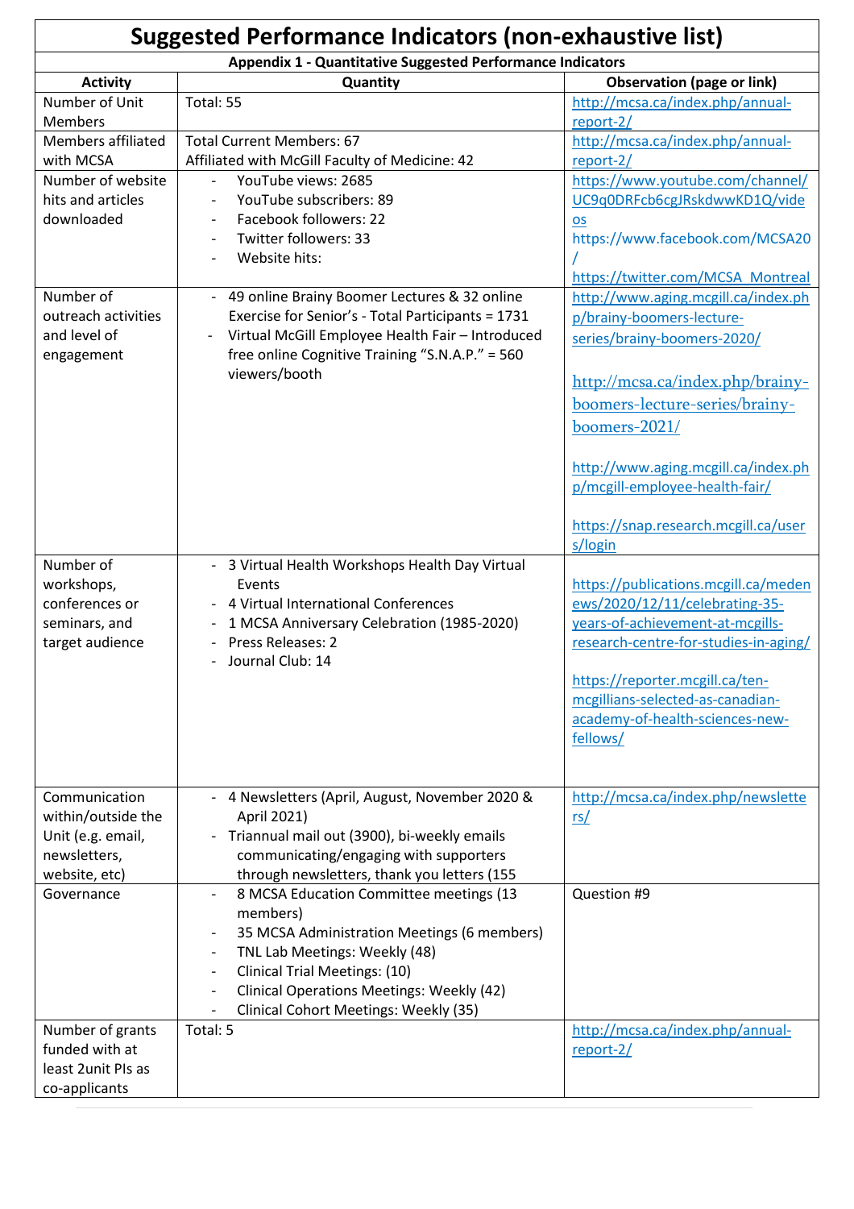# Suggested Performance Indicators (non-exhaustive list)

**Appendix 1 - Quantitative Suggested Performance Indicators**

| Activity | Quantity | Observation (page or link) |
|---|---|---|
| Number of Unit Members | Total: 55 | http://mcsa.ca/index.php/annual-report-2/ |
| Members affiliated with MCSA | Total Current Members: 67<br>Affiliated with McGill Faculty of Medicine: 42 | http://mcsa.ca/index.php/annual-report-2/ |
| Number of website hits and articles downloaded | - YouTube views: 2685<br>- YouTube subscribers: 89<br>- Facebook followers: 22<br>- Twitter followers: 33<br>- Website hits: | https://www.youtube.com/channel/UC9q0DRFcb6cgJRskdwwKD1Q/videos<br>https://www.facebook.com/MCSA20/<br>https://twitter.com/MCSA_Montreal |
| Number of outreach activities and level of engagement | - 49 online Brainy Boomer Lectures & 32 online Exercise for Senior's - Total Participants = 1731<br>- Virtual McGill Employee Health Fair – Introduced free online Cognitive Training "S.N.A.P." = 560 viewers/booth | http://www.aging.mcgill.ca/index.php/brainy-boomers-lecture-series/brainy-boomers-2020/<br><br>http://mcsa.ca/index.php/brainy-boomers-lecture-series/brainy-boomers-2021/<br><br>http://www.aging.mcgill.ca/index.php/mcgill-employee-health-fair/<br><br>https://snap.research.mcgill.ca/users/login |
| Number of workshops, conferences or seminars, and target audience | - 3 Virtual Health Workshops Health Day Virtual Events<br>- 4 Virtual International Conferences<br>- 1 MCSA Anniversary Celebration (1985-2020)<br>- Press Releases: 2<br>- Journal Club: 14 | https://publications.mcgill.ca/medenews/2020/12/11/celebrating-35-years-of-achievement-at-mcgills-research-centre-for-studies-in-aging/<br><br>https://reporter.mcgill.ca/ten-mcgillians-selected-as-canadian-academy-of-health-sciences-new-fellows/ |
| Communication within/outside the Unit (e.g. email, newsletters, website, etc) | - 4 Newsletters (April, August, November 2020 & April 2021)<br>- Triannual mail out (3900), bi-weekly emails communicating/engaging with supporters through newsletters, thank you letters (155 | http://mcsa.ca/index.php/newsletters/ |
| Governance | - 8 MCSA Education Committee meetings (13 members)<br>- 35 MCSA Administration Meetings (6 members)<br>- TNL Lab Meetings: Weekly (48)<br>- Clinical Trial Meetings: (10)<br>- Clinical Operations Meetings: Weekly (42)<br>- Clinical Cohort Meetings: Weekly (35) | Question #9 |
| Number of grants funded with at least 2unit PIs as co-applicants | Total: 5 | http://mcsa.ca/index.php/annual-report-2/ |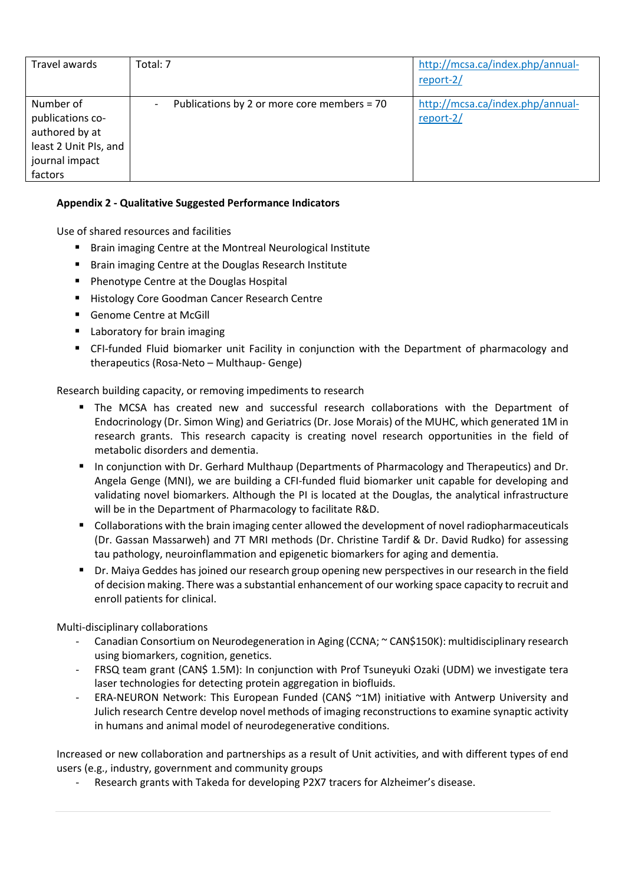| Travel awards | Total: 7 | [http://mcsa.ca/index.php/annual-report-2/](http://mcsa.ca/index.php/annual-report-2/) |
|---|---|---|
| Number of publications co-authored by at least 2 Unit PIs, and journal impact factors | - Publications by 2 or more core members = 70 | [http://mcsa.ca/index.php/annual-report-2/](http://mcsa.ca/index.php/annual-report-2/) |

**Appendix 2 - Qualitative Suggested Performance Indicators**

Use of shared resources and facilities

- Brain imaging Centre at the Montreal Neurological Institute
- Brain imaging Centre at the Douglas Research Institute
- Phenotype Centre at the Douglas Hospital
- Histology Core Goodman Cancer Research Centre
- Genome Centre at McGill
- Laboratory for brain imaging
- CFI-funded Fluid biomarker unit Facility in conjunction with the Department of pharmacology and therapeutics (Rosa-Neto – Multhaup- Genge)

Research building capacity, or removing impediments to research

- The MCSA has created new and successful research collaborations with the Department of Endocrinology (Dr. Simon Wing) and Geriatrics (Dr. Jose Morais) of the MUHC, which generated 1M in research grants. This research capacity is creating novel research opportunities in the field of metabolic disorders and dementia.
- In conjunction with Dr. Gerhard Multhaup (Departments of Pharmacology and Therapeutics) and Dr. Angela Genge (MNI), we are building a CFI-funded fluid biomarker unit capable for developing and validating novel biomarkers. Although the PI is located at the Douglas, the analytical infrastructure will be in the Department of Pharmacology to facilitate R&D.
- Collaborations with the brain imaging center allowed the development of novel radiopharmaceuticals (Dr. Gassan Massarweh) and 7T MRI methods (Dr. Christine Tardif & Dr. David Rudko) for assessing tau pathology, neuroinflammation and epigenetic biomarkers for aging and dementia.
- Dr. Maiya Geddes has joined our research group opening new perspectives in our research in the field of decision making. There was a substantial enhancement of our working space capacity to recruit and enroll patients for clinical.

Multi-disciplinary collaborations

- Canadian Consortium on Neurodegeneration in Aging (CCNA; ~ CAN$150K): multidisciplinary research using biomarkers, cognition, genetics.
- FRSQ team grant (CAN$ 1.5M): In conjunction with Prof Tsuneyuki Ozaki (UDM) we investigate tera laser technologies for detecting protein aggregation in biofluids.
- ERA-NEURON Network: This European Funded (CAN$ ~1M) initiative with Antwerp University and Julich research Centre develop novel methods of imaging reconstructions to examine synaptic activity in humans and animal model of neurodegenerative conditions.

Increased or new collaboration and partnerships as a result of Unit activities, and with different types of end users (e.g., industry, government and community groups

- Research grants with Takeda for developing P2X7 tracers for Alzheimer's disease.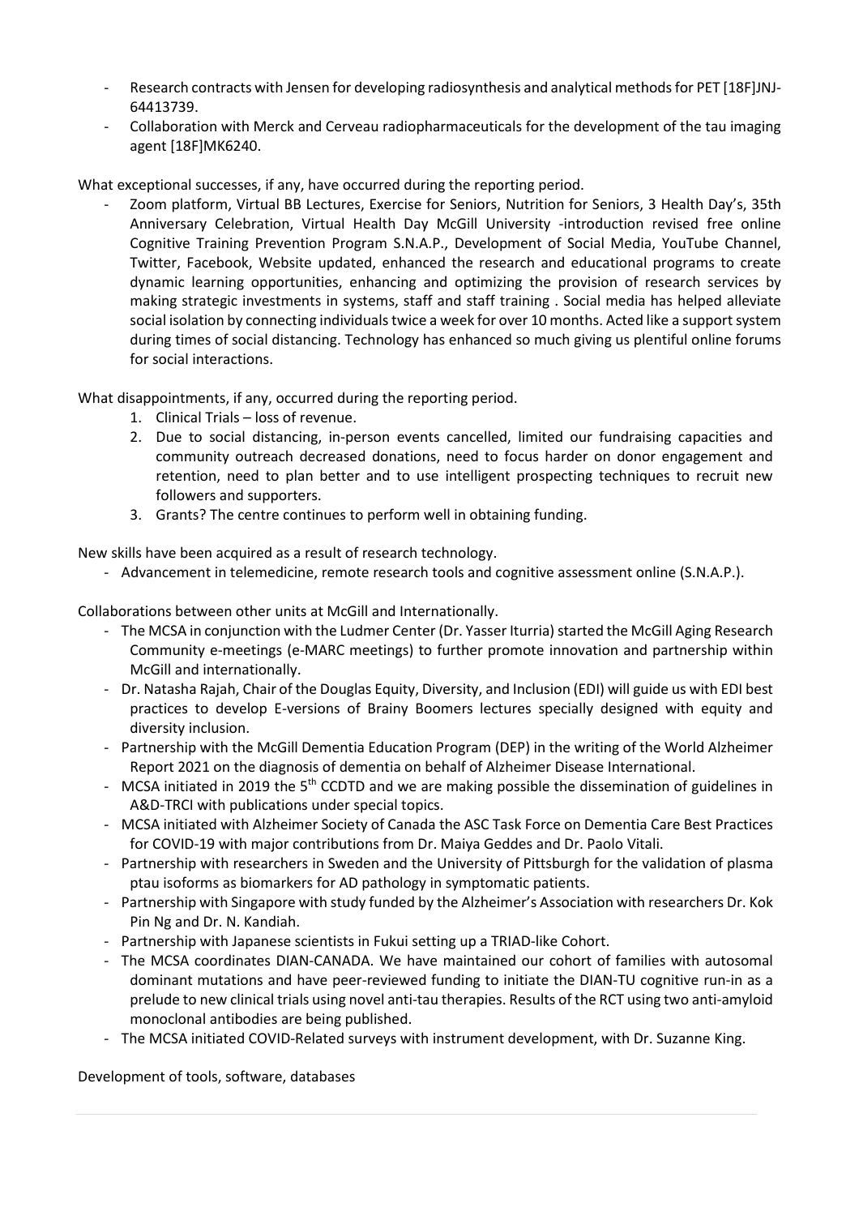- Research contracts with Jensen for developing radiosynthesis and analytical methods for PET [18F]JNJ-64413739.
- Collaboration with Merck and Cerveau radiopharmaceuticals for the development of the tau imaging agent [18F]MK6240.

What exceptional successes, if any, have occurred during the reporting period.

- Zoom platform, Virtual BB Lectures, Exercise for Seniors, Nutrition for Seniors, 3 Health Day's, 35th Anniversary Celebration, Virtual Health Day McGill University -introduction revised free online Cognitive Training Prevention Program S.N.A.P., Development of Social Media, YouTube Channel, Twitter, Facebook, Website updated, enhanced the research and educational programs to create dynamic learning opportunities, enhancing and optimizing the provision of research services by making strategic investments in systems, staff and staff training . Social media has helped alleviate social isolation by connecting individuals twice a week for over 10 months. Acted like a support system during times of social distancing. Technology has enhanced so much giving us plentiful online forums for social interactions.

What disappointments, if any, occurred during the reporting period.

1. Clinical Trials – loss of revenue.
2. Due to social distancing, in-person events cancelled, limited our fundraising capacities and community outreach decreased donations, need to focus harder on donor engagement and retention, need to plan better and to use intelligent prospecting techniques to recruit new followers and supporters.
3. Grants? The centre continues to perform well in obtaining funding.

New skills have been acquired as a result of research technology.

- Advancement in telemedicine, remote research tools and cognitive assessment online (S.N.A.P.).

Collaborations between other units at McGill and Internationally.

- The MCSA in conjunction with the Ludmer Center (Dr. Yasser Iturria) started the McGill Aging Research Community e-meetings (e-MARC meetings) to further promote innovation and partnership within McGill and internationally.
- Dr. Natasha Rajah, Chair of the Douglas Equity, Diversity, and Inclusion (EDI) will guide us with EDI best practices to develop E-versions of Brainy Boomers lectures specially designed with equity and diversity inclusion.
- Partnership with the McGill Dementia Education Program (DEP) in the writing of the World Alzheimer Report 2021 on the diagnosis of dementia on behalf of Alzheimer Disease International.
- MCSA initiated in 2019 the 5th CCDTD and we are making possible the dissemination of guidelines in A&D-TRCI with publications under special topics.
- MCSA initiated with Alzheimer Society of Canada the ASC Task Force on Dementia Care Best Practices for COVID-19 with major contributions from Dr. Maiya Geddes and Dr. Paolo Vitali.
- Partnership with researchers in Sweden and the University of Pittsburgh for the validation of plasma ptau isoforms as biomarkers for AD pathology in symptomatic patients.
- Partnership with Singapore with study funded by the Alzheimer's Association with researchers Dr. Kok Pin Ng and Dr. N. Kandiah.
- Partnership with Japanese scientists in Fukui setting up a TRIAD-like Cohort.
- The MCSA coordinates DIAN-CANADA. We have maintained our cohort of families with autosomal dominant mutations and have peer-reviewed funding to initiate the DIAN-TU cognitive run-in as a prelude to new clinical trials using novel anti-tau therapies. Results of the RCT using two anti-amyloid monoclonal antibodies are being published.
- The MCSA initiated COVID-Related surveys with instrument development, with Dr. Suzanne King.

Development of tools, software, databases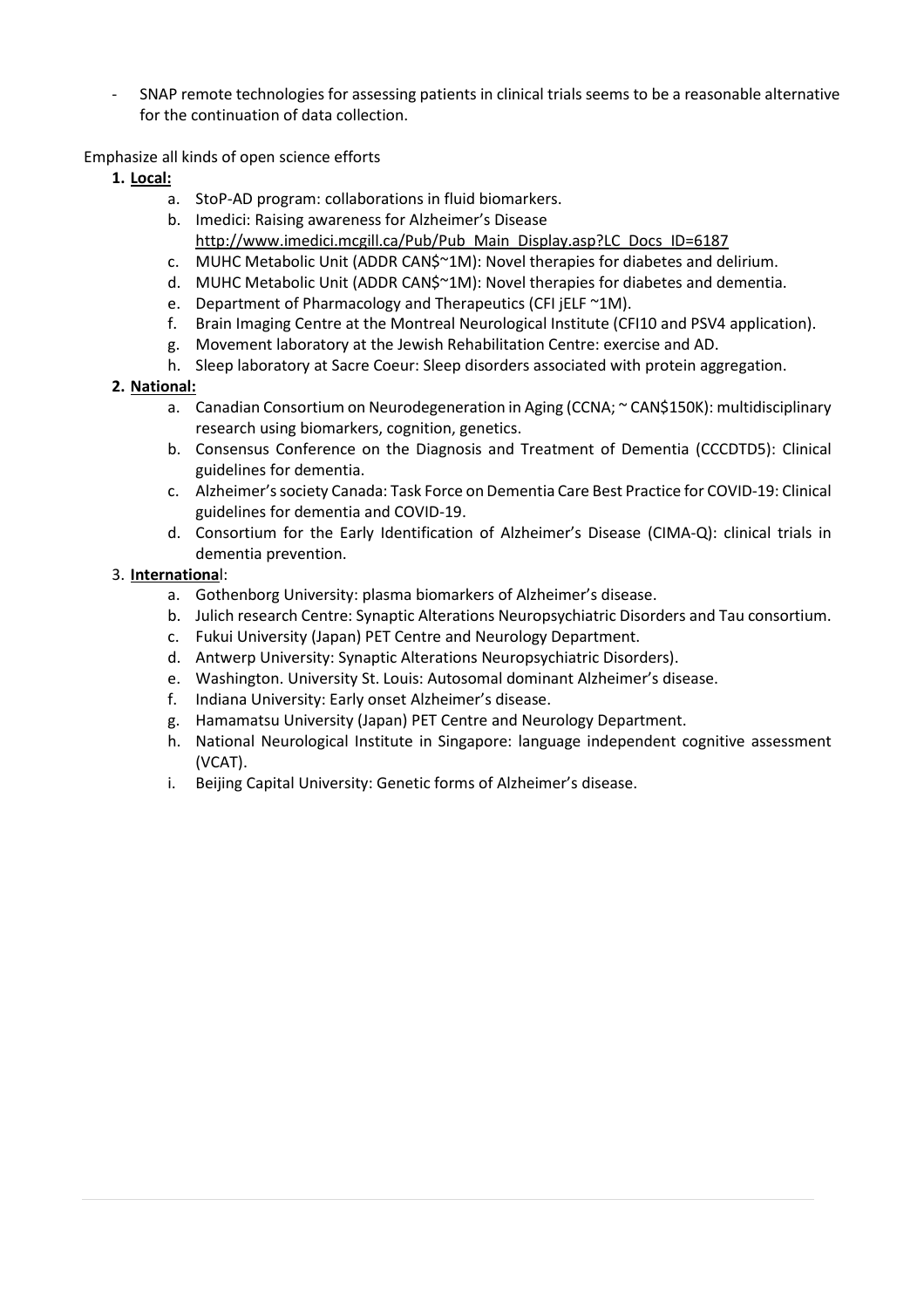- SNAP remote technologies for assessing patients in clinical trials seems to be a reasonable alternative for the continuation of data collection.

Emphasize all kinds of open science efforts

1. **Local:**
   a. StoP-AD program: collaborations in fluid biomarkers.
   b. Imedici: Raising awareness for Alzheimer's Disease http://www.imedici.mcgill.ca/Pub/Pub_Main_Display.asp?LC_Docs_ID=6187
   c. MUHC Metabolic Unit (ADDR CAN$~1M): Novel therapies for diabetes and delirium.
   d. MUHC Metabolic Unit (ADDR CAN$~1M): Novel therapies for diabetes and dementia.
   e. Department of Pharmacology and Therapeutics (CFI jELF ~1M).
   f. Brain Imaging Centre at the Montreal Neurological Institute (CFI10 and PSV4 application).
   g. Movement laboratory at the Jewish Rehabilitation Centre: exercise and AD.
   h. Sleep laboratory at Sacre Coeur: Sleep disorders associated with protein aggregation.
2. **National:**
   a. Canadian Consortium on Neurodegeneration in Aging (CCNA; ~ CAN$150K): multidisciplinary research using biomarkers, cognition, genetics.
   b. Consensus Conference on the Diagnosis and Treatment of Dementia (CCCDTD5): Clinical guidelines for dementia.
   c. Alzheimer's society Canada: Task Force on Dementia Care Best Practice for COVID-19: Clinical guidelines for dementia and COVID-19.
   d. Consortium for the Early Identification of Alzheimer's Disease (CIMA-Q): clinical trials in dementia prevention.
3. **International:**
   a. Gothenborg University: plasma biomarkers of Alzheimer's disease.
   b. Julich research Centre: Synaptic Alterations Neuropsychiatric Disorders and Tau consortium.
   c. Fukui University (Japan) PET Centre and Neurology Department.
   d. Antwerp University: Synaptic Alterations Neuropsychiatric Disorders).
   e. Washington. University St. Louis: Autosomal dominant Alzheimer's disease.
   f. Indiana University: Early onset Alzheimer's disease.
   g. Hamamatsu University (Japan) PET Centre and Neurology Department.
   h. National Neurological Institute in Singapore: language independent cognitive assessment (VCAT).
   i. Beijing Capital University: Genetic forms of Alzheimer's disease.